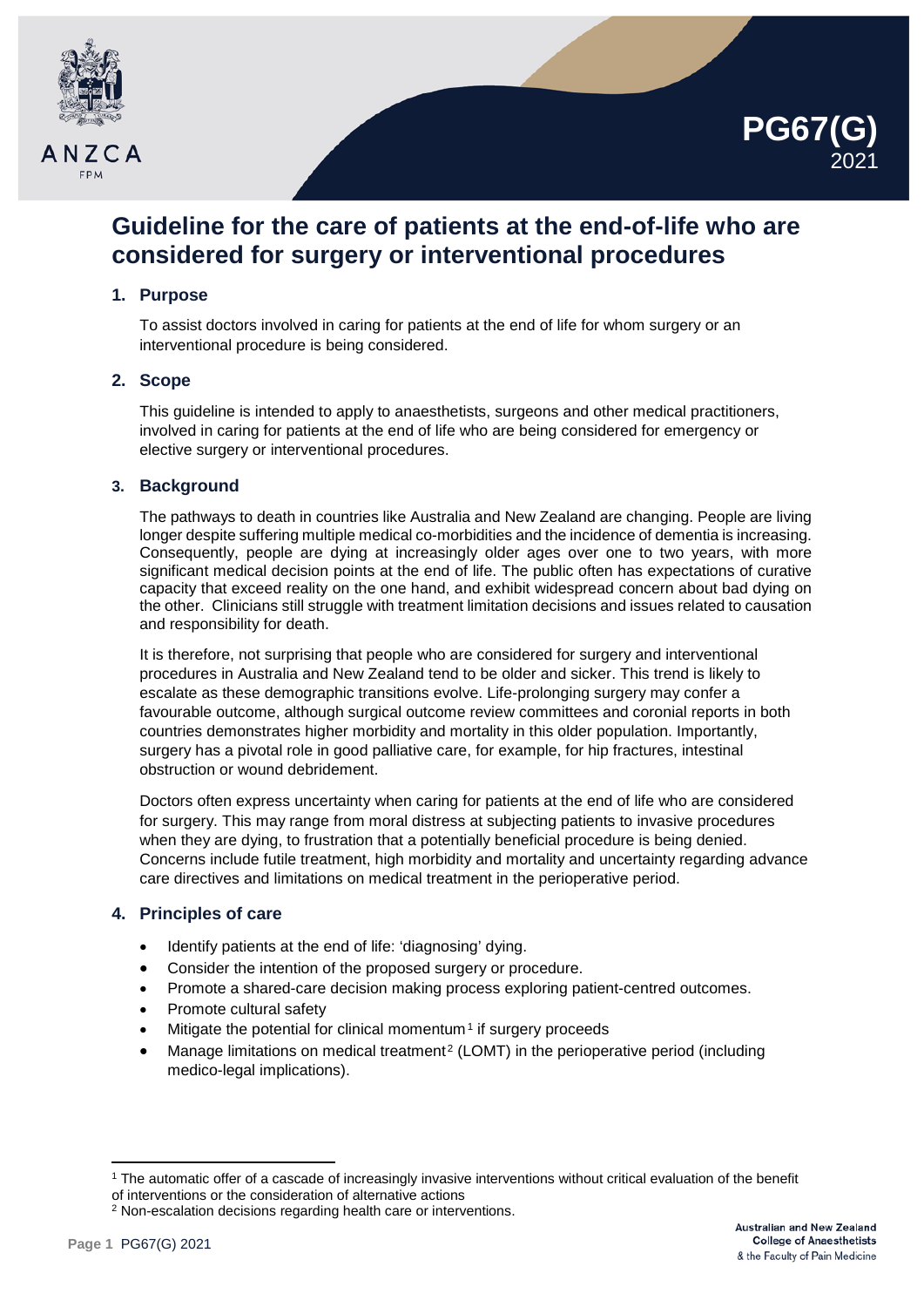PG67(G) 2021

# Guideline for the care of patients at the end-of-life who are considered for surgery or interventional procedures

## 1. Purpose

To assist doctors involved in caring for patients at the end of life for whom surgery or an interventional procedure is being considered.

## 2. Scope

This guideline is intended to apply to anaesthetists, surgeons and other medical practitioners, involved in caring for patients at the end of life who are being considered for emergency or elective surgery or interventional procedures.

## 3. Background

The pathways to death in countries like Australia and New Zealand are changing. People are living longer despite suffering multiple medical co-morbidities and the incidence of dementia is increasing. Consequently, people are dying at increasingly older ages over one to two years, with more significant medical decision points at the end of life. The public often has expectations of curative capacity that exceed reality on the one hand, and exhibit widespread concern about bad dying on the other. Clinicians still struggle with treatment limitation decisions and issues related to causation and responsibility for death.

It is therefore, not surprising that people who are considered for surgery and interventional procedures in Australia and New Zealand tend to be older and sicker. This trend is likely to escalate as these demographic transitions evolve. Life-prolonging surgery may confer a favourable outcome, although surgical outcome review committees and coronial reports in both countries demonstrates higher morbidity and mortality in this older population. Importantly, surgery has a pivotal role in good palliative care, for example, for hip fractures, intestinal obstruction or wound debridement.

Doctors often express uncertainty when caring for patients at the end of life who are considered for surgery. This may range from moral distress at subjecting patients to invasive procedures when they are dying, to frustration that a potentially beneficial procedure is being denied. Concerns include futile treatment, high morbidity and mortality and uncertainty regarding advance care directives and limitations on medical treatment in the perioperative period.

## 4. Principles of care

- Identify patients at the end of life: 'diagnosing' dying.
- Consider the intention of the proposed surgery or procedure.
- Promote a shared-care decision making process exploring patient-centred outcomes.
- Promote cultural safety
- Mitigate the potential for clinical momentum[1] if surgery proceeds
- Manage limitations on medical treatment[2] (LOMT) in the perioperative period (including medico-legal implications).

---

[1] The automatic offer of a cascade of increasingly invasive interventions without critical evaluation of the benefit of interventions or the consideration of alternative actions

[2] Non-escalation decisions regarding health care or interventions.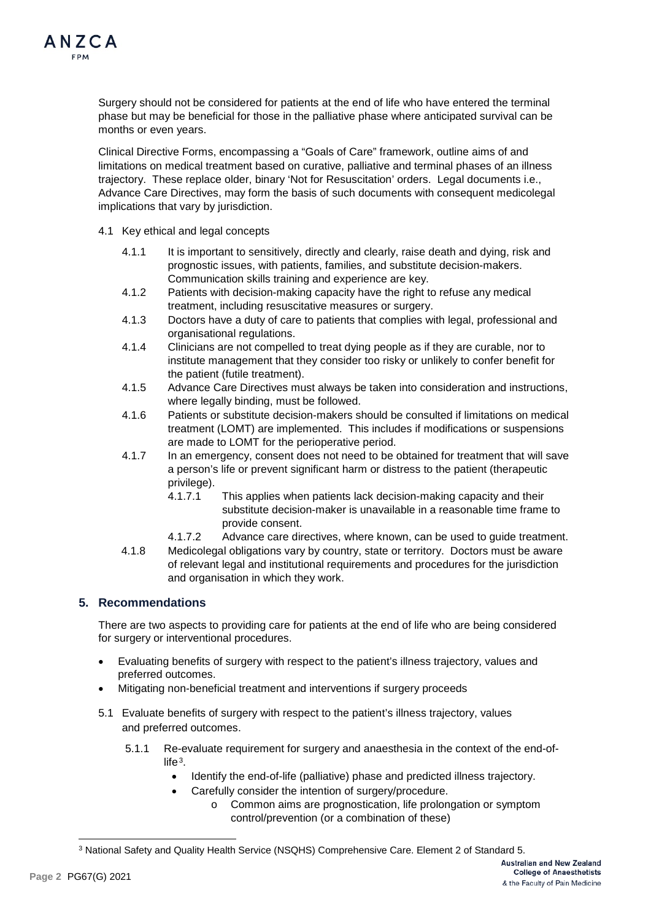Surgery should not be considered for patients at the end of life who have entered the terminal phase but may be beneficial for those in the palliative phase where anticipated survival can be months or even years.

Clinical Directive Forms, encompassing a "Goals of Care" framework, outline aims of and limitations on medical treatment based on curative, palliative and terminal phases of an illness trajectory. These replace older, binary 'Not for Resuscitation' orders. Legal documents i.e., Advance Care Directives, may form the basis of such documents with consequent medicolegal implications that vary by jurisdiction.

4.1 Key ethical and legal concepts

- 4.1.1 It is important to sensitively, directly and clearly, raise death and dying, risk and prognostic issues, with patients, families, and substitute decision-makers. Communication skills training and experience are key.
- 4.1.2 Patients with decision-making capacity have the right to refuse any medical treatment, including resuscitative measures or surgery.
- 4.1.3 Doctors have a duty of care to patients that complies with legal, professional and organisational regulations.
- 4.1.4 Clinicians are not compelled to treat dying people as if they are curable, nor to institute management that they consider too risky or unlikely to confer benefit for the patient (futile treatment).
- 4.1.5 Advance Care Directives must always be taken into consideration and instructions, where legally binding, must be followed.
- 4.1.6 Patients or substitute decision-makers should be consulted if limitations on medical treatment (LOMT) are implemented. This includes if modifications or suspensions are made to LOMT for the perioperative period.
- 4.1.7 In an emergency, consent does not need to be obtained for treatment that will save a person's life or prevent significant harm or distress to the patient (therapeutic privilege).
  - 4.1.7.1 This applies when patients lack decision-making capacity and their substitute decision-maker is unavailable in a reasonable time frame to provide consent.
  - 4.1.7.2 Advance care directives, where known, can be used to guide treatment.
- 4.1.8 Medicolegal obligations vary by country, state or territory. Doctors must be aware of relevant legal and institutional requirements and procedures for the jurisdiction and organisation in which they work.

## 5. Recommendations

There are two aspects to providing care for patients at the end of life who are being considered for surgery or interventional procedures.

- Evaluating benefits of surgery with respect to the patient's illness trajectory, values and preferred outcomes.
- Mitigating non-beneficial treatment and interventions if surgery proceeds

5.1 Evaluate benefits of surgery with respect to the patient's illness trajectory, values and preferred outcomes.

- 5.1.1 Re-evaluate requirement for surgery and anaesthesia in the context of the end-of-life[3].
  - Identify the end-of-life (palliative) phase and predicted illness trajectory.
  - Carefully consider the intention of surgery/procedure.
    - Common aims are prognostication, life prolongation or symptom control/prevention (or a combination of these)

[3] National Safety and Quality Health Service (NSQHS) Comprehensive Care. Element 2 of Standard 5.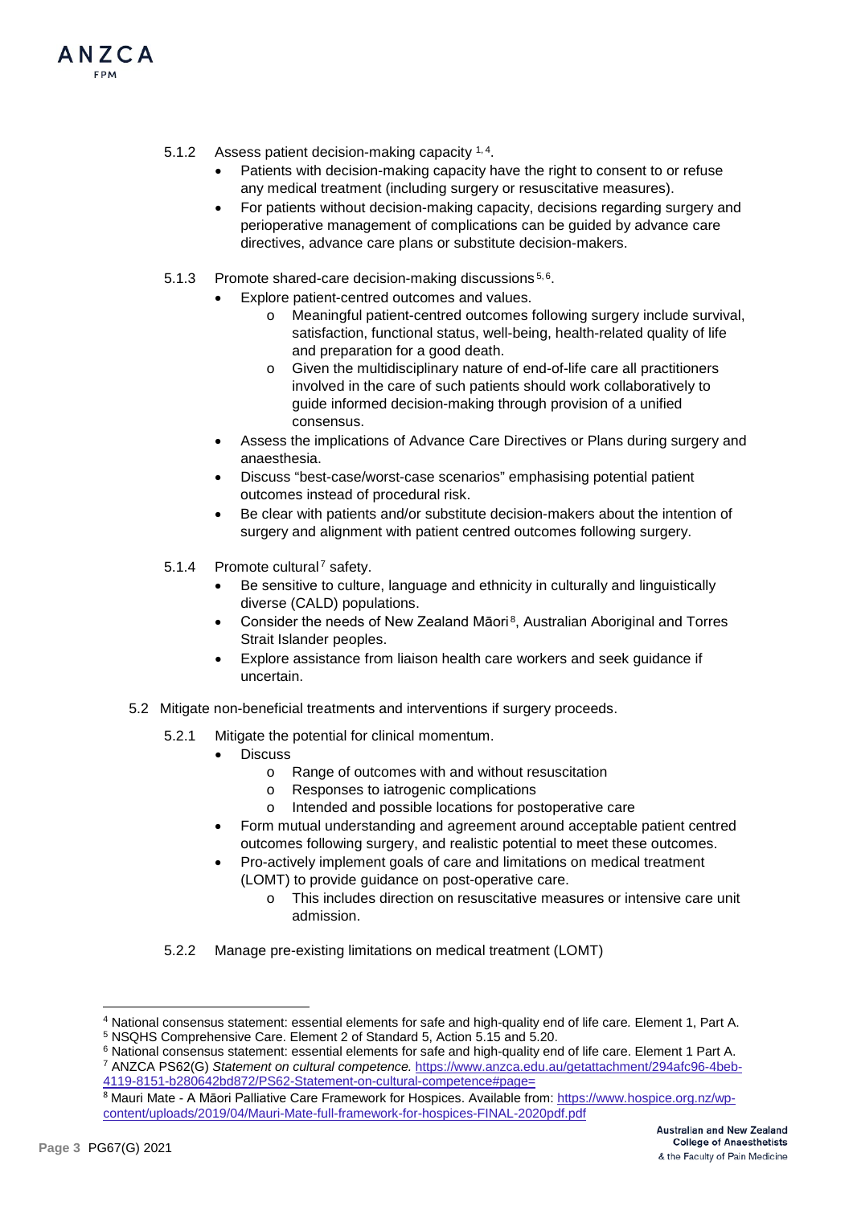5.1.2 Assess patient decision-making capacity [1, 4].

- Patients with decision-making capacity have the right to consent to or refuse any medical treatment (including surgery or resuscitative measures).
- For patients without decision-making capacity, decisions regarding surgery and perioperative management of complications can be guided by advance care directives, advance care plans or substitute decision-makers.

5.1.3 Promote shared-care decision-making discussions [5, 6].

- Explore patient-centred outcomes and values.
  - Meaningful patient-centred outcomes following surgery include survival, satisfaction, functional status, well-being, health-related quality of life and preparation for a good death.
  - Given the multidisciplinary nature of end-of-life care all practitioners involved in the care of such patients should work collaboratively to guide informed decision-making through provision of a unified consensus.
- Assess the implications of Advance Care Directives or Plans during surgery and anaesthesia.
- Discuss "best-case/worst-case scenarios" emphasising potential patient outcomes instead of procedural risk.
- Be clear with patients and/or substitute decision-makers about the intention of surgery and alignment with patient centred outcomes following surgery.

5.1.4 Promote cultural[7] safety.

- Be sensitive to culture, language and ethnicity in culturally and linguistically diverse (CALD) populations.
- Consider the needs of New Zealand Māori[8], Australian Aboriginal and Torres Strait Islander peoples.
- Explore assistance from liaison health care workers and seek guidance if uncertain.

5.2 Mitigate non-beneficial treatments and interventions if surgery proceeds.

5.2.1 Mitigate the potential for clinical momentum.

- Discuss
  - Range of outcomes with and without resuscitation
  - Responses to iatrogenic complications
  - Intended and possible locations for postoperative care
- Form mutual understanding and agreement around acceptable patient centred outcomes following surgery, and realistic potential to meet these outcomes.
- Pro-actively implement goals of care and limitations on medical treatment (LOMT) to provide guidance on post-operative care.
  - This includes direction on resuscitative measures or intensive care unit admission.

5.2.2 Manage pre-existing limitations on medical treatment (LOMT)

---

[4] National consensus statement: essential elements for safe and high-quality end of life care. Element 1, Part A.

[5] NSQHS Comprehensive Care. Element 2 of Standard 5, Action 5.15 and 5.20.

[6] National consensus statement: essential elements for safe and high-quality end of life care. Element 1 Part A.

[7] ANZCA PS62(G) *Statement on cultural competence.* https://www.anzca.edu.au/getattachment/294afc96-4beb-4119-8151-b280642bd872/PS62-Statement-on-cultural-competence#page=

[8] Mauri Mate - A Māori Palliative Care Framework for Hospices. Available from: https://www.hospice.org.nz/wp-content/uploads/2019/04/Mauri-Mate-full-framework-for-hospices-FINAL-2020pdf.pdf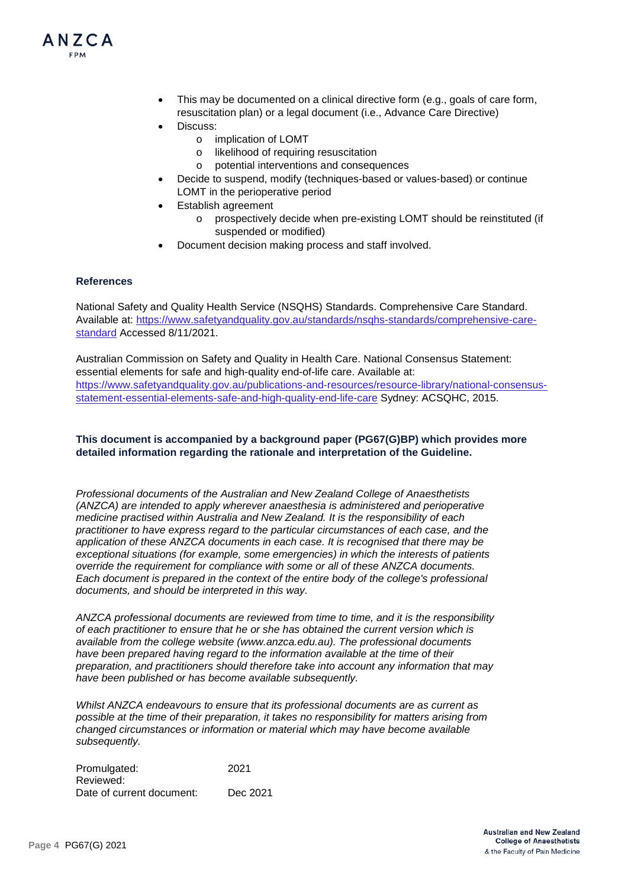- This may be documented on a clinical directive form (e.g., goals of care form, resuscitation plan) or a legal document (i.e., Advance Care Directive)
- Discuss:
  - implication of LOMT
  - likelihood of requiring resuscitation
  - potential interventions and consequences
- Decide to suspend, modify (techniques-based or values-based) or continue LOMT in the perioperative period
- Establish agreement
  - prospectively decide when pre-existing LOMT should be reinstituted (if suspended or modified)
- Document decision making process and staff involved.

### References

National Safety and Quality Health Service (NSQHS) Standards. Comprehensive Care Standard. Available at: https://www.safetyandquality.gov.au/standards/nsqhs-standards/comprehensive-care-standard Accessed 8/11/2021.

Australian Commission on Safety and Quality in Health Care. National Consensus Statement: essential elements for safe and high-quality end-of-life care. Available at: https://www.safetyandquality.gov.au/publications-and-resources/resource-library/national-consensus-statement-essential-elements-safe-and-high-quality-end-life-care Sydney: ACSQHC, 2015.

**This document is accompanied by a background paper (PG67(G)BP) which provides more detailed information regarding the rationale and interpretation of the Guideline.**

*Professional documents of the Australian and New Zealand College of Anaesthetists (ANZCA) are intended to apply wherever anaesthesia is administered and perioperative medicine practised within Australia and New Zealand. It is the responsibility of each practitioner to have express regard to the particular circumstances of each case, and the application of these ANZCA documents in each case. It is recognised that there may be exceptional situations (for example, some emergencies) in which the interests of patients override the requirement for compliance with some or all of these ANZCA documents. Each document is prepared in the context of the entire body of the college's professional documents, and should be interpreted in this way.*

*ANZCA professional documents are reviewed from time to time, and it is the responsibility of each practitioner to ensure that he or she has obtained the current version which is available from the college website (www.anzca.edu.au). The professional documents have been prepared having regard to the information available at the time of their preparation, and practitioners should therefore take into account any information that may have been published or has become available subsequently.*

*Whilst ANZCA endeavours to ensure that its professional documents are as current as possible at the time of their preparation, it takes no responsibility for matters arising from changed circumstances or information or material which may have become available subsequently.*

| | |
|---|---|
| Promulgated: | 2021 |
| Reviewed: | |
| Date of current document: | Dec 2021 |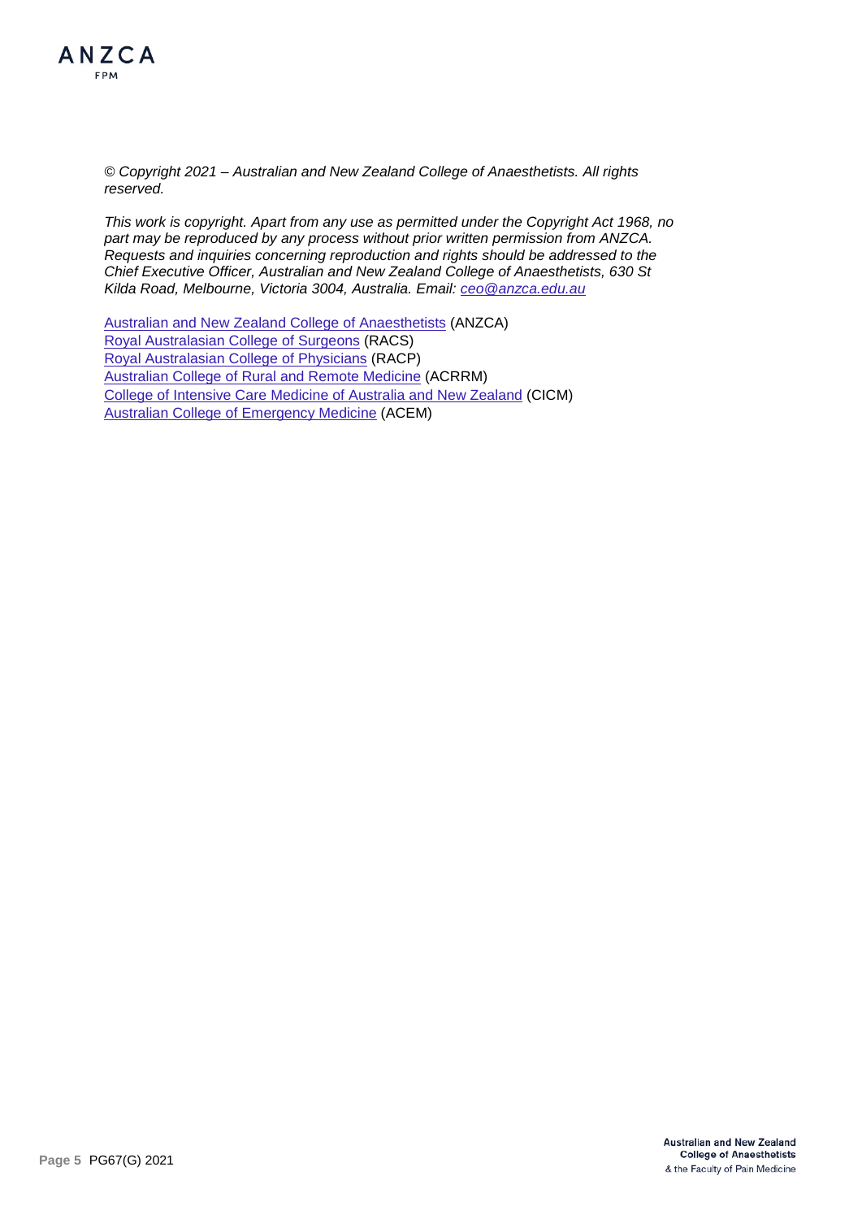*© Copyright 2021 – Australian and New Zealand College of Anaesthetists. All rights reserved.*

*This work is copyright. Apart from any use as permitted under the Copyright Act 1968, no part may be reproduced by any process without prior written permission from ANZCA. Requests and inquiries concerning reproduction and rights should be addressed to the Chief Executive Officer, Australian and New Zealand College of Anaesthetists, 630 St Kilda Road, Melbourne, Victoria 3004, Australia. Email: ceo@anzca.edu.au*

Australian and New Zealand College of Anaesthetists (ANZCA)
Royal Australasian College of Surgeons (RACS)
Royal Australasian College of Physicians (RACP)
Australian College of Rural and Remote Medicine (ACRRM)
College of Intensive Care Medicine of Australia and New Zealand (CICM)
Australian College of Emergency Medicine (ACEM)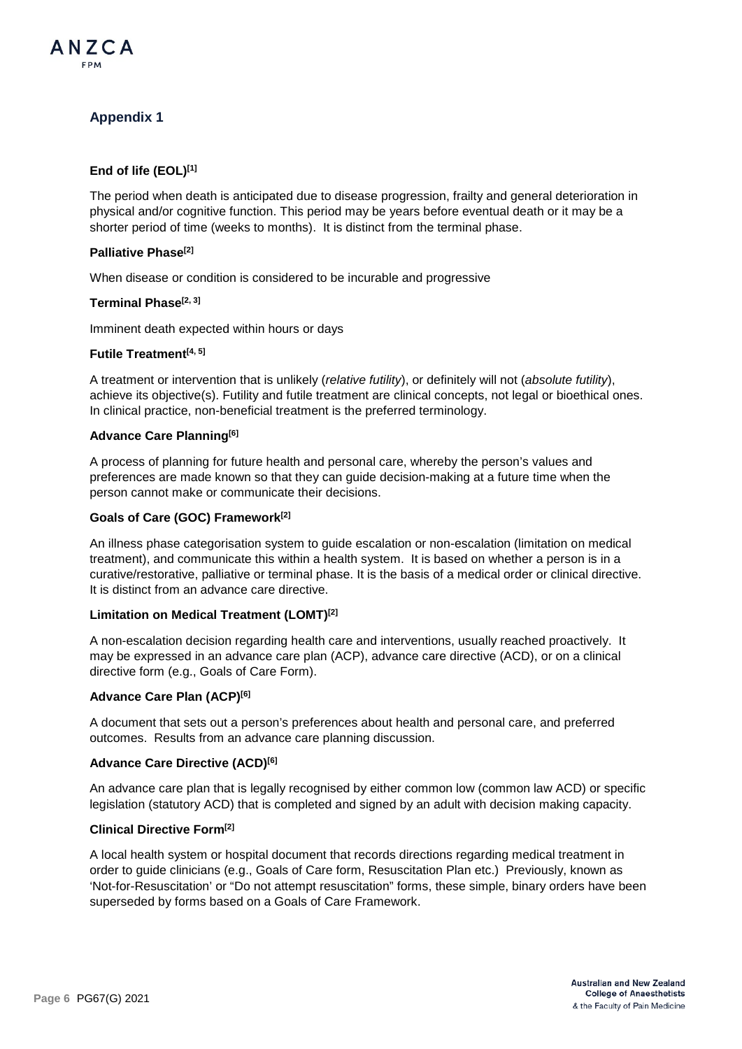## Appendix 1

**End of life (EOL)[1]**

The period when death is anticipated due to disease progression, frailty and general deterioration in physical and/or cognitive function. This period may be years before eventual death or it may be a shorter period of time (weeks to months). It is distinct from the terminal phase.

**Palliative Phase[2]**

When disease or condition is considered to be incurable and progressive

**Terminal Phase[2, 3]**

Imminent death expected within hours or days

**Futile Treatment[4, 5]**

A treatment or intervention that is unlikely (*relative futility*), or definitely will not (*absolute futility*), achieve its objective(s). Futility and futile treatment are clinical concepts, not legal or bioethical ones. In clinical practice, non-beneficial treatment is the preferred terminology.

**Advance Care Planning[6]**

A process of planning for future health and personal care, whereby the person's values and preferences are made known so that they can guide decision-making at a future time when the person cannot make or communicate their decisions.

**Goals of Care (GOC) Framework[2]**

An illness phase categorisation system to guide escalation or non-escalation (limitation on medical treatment), and communicate this within a health system. It is based on whether a person is in a curative/restorative, palliative or terminal phase. It is the basis of a medical order or clinical directive. It is distinct from an advance care directive.

**Limitation on Medical Treatment (LOMT)[2]**

A non-escalation decision regarding health care and interventions, usually reached proactively. It may be expressed in an advance care plan (ACP), advance care directive (ACD), or on a clinical directive form (e.g., Goals of Care Form).

**Advance Care Plan (ACP)[6]**

A document that sets out a person's preferences about health and personal care, and preferred outcomes. Results from an advance care planning discussion.

**Advance Care Directive (ACD)[6]**

An advance care plan that is legally recognised by either common low (common law ACD) or specific legislation (statutory ACD) that is completed and signed by an adult with decision making capacity.

**Clinical Directive Form[2]**

A local health system or hospital document that records directions regarding medical treatment in order to guide clinicians (e.g., Goals of Care form, Resuscitation Plan etc.) Previously, known as 'Not-for-Resuscitation' or "Do not attempt resuscitation" forms, these simple, binary orders have been superseded by forms based on a Goals of Care Framework.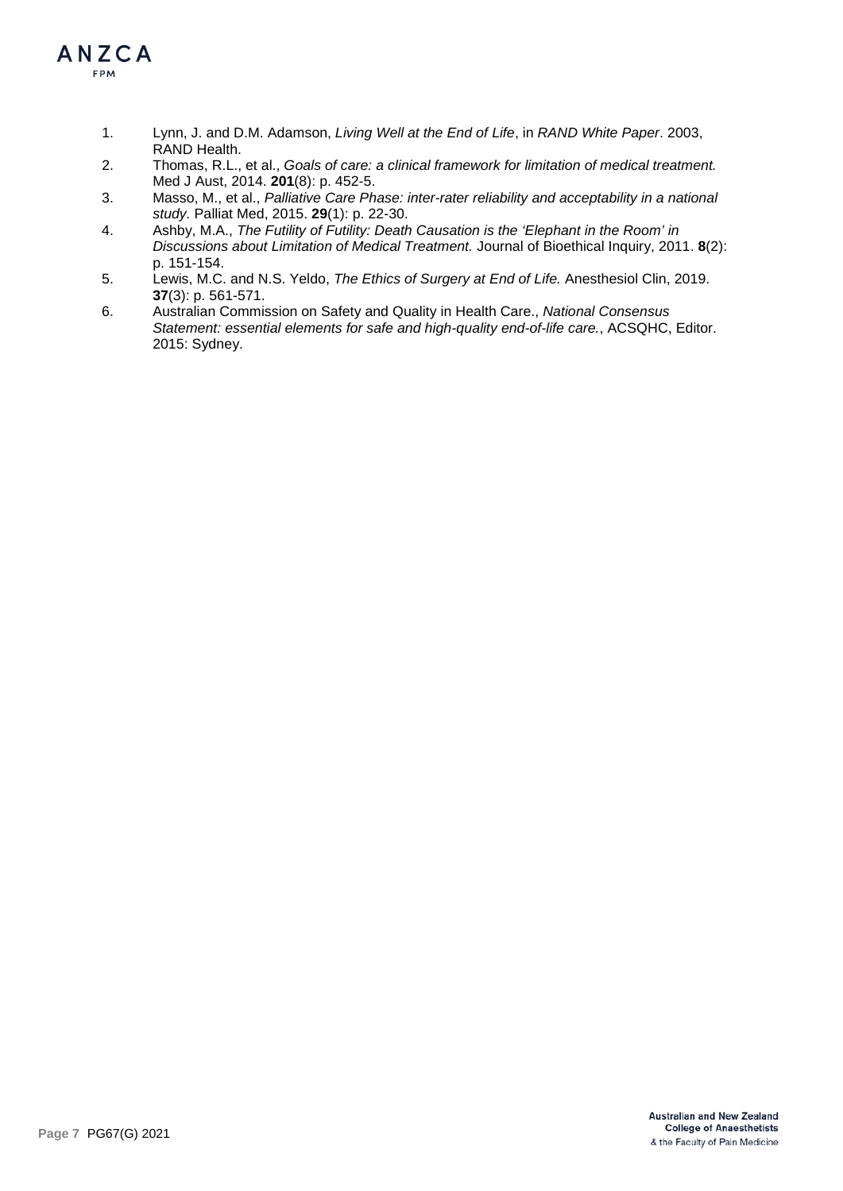1. Lynn, J. and D.M. Adamson, *Living Well at the End of Life*, in *RAND White Paper*. 2003, RAND Health.
2. Thomas, R.L., et al., *Goals of care: a clinical framework for limitation of medical treatment.* Med J Aust, 2014. **201**(8): p. 452-5.
3. Masso, M., et al., *Palliative Care Phase: inter-rater reliability and acceptability in a national study.* Palliat Med, 2015. **29**(1): p. 22-30.
4. Ashby, M.A., *The Futility of Futility: Death Causation is the 'Elephant in the Room' in Discussions about Limitation of Medical Treatment.* Journal of Bioethical Inquiry, 2011. **8**(2): p. 151-154.
5. Lewis, M.C. and N.S. Yeldo, *The Ethics of Surgery at End of Life.* Anesthesiol Clin, 2019. **37**(3): p. 561-571.
6. Australian Commission on Safety and Quality in Health Care., *National Consensus Statement: essential elements for safe and high-quality end-of-life care.*, ACSQHC, Editor. 2015: Sydney.